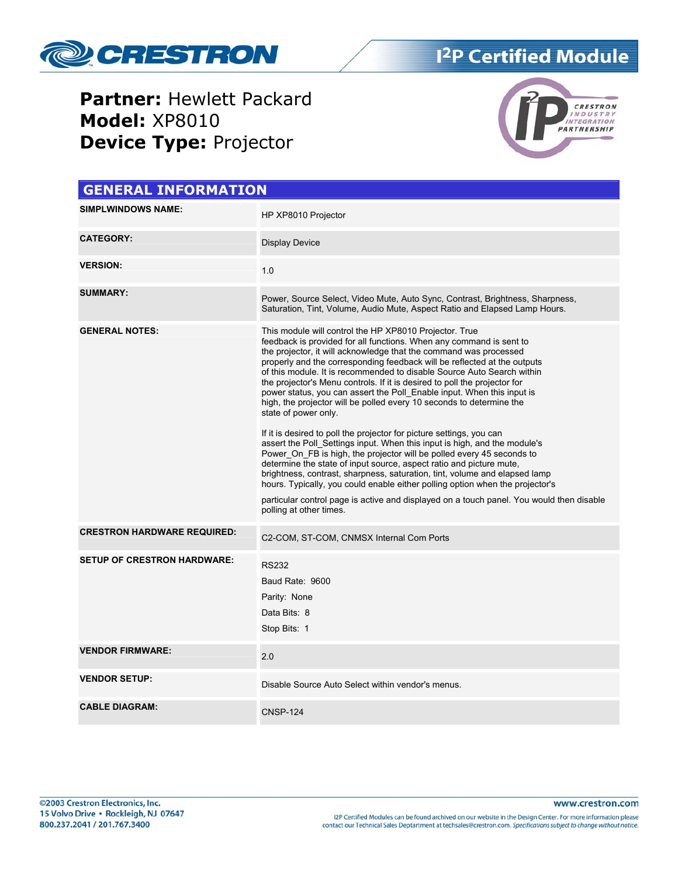# I²P Certified Module

**Partner:** Hewlett Packard
**Model:** XP8010
**Device Type:** Projector

## GENERAL INFORMATION

| | |
|---|---|
| **SIMPLWINDOWS NAME:** | HP XP8010 Projector |
| **CATEGORY:** | Display Device |
| **VERSION:** | 1.0 |
| **SUMMARY:** | Power, Source Select, Video Mute, Auto Sync, Contrast, Brightness, Sharpness, Saturation, Tint, Volume, Audio Mute, Aspect Ratio and Elapsed Lamp Hours. |
| **GENERAL NOTES:** | This module will control the HP XP8010 Projector. True feedback is provided for all functions. When any command is sent to the projector, it will acknowledge that the command was processed properly and the corresponding feedback will be reflected at the outputs of this module. It is recommended to disable Source Auto Search within the projector's Menu controls. If it is desired to poll the projector for power status, you can assert the Poll_Enable input. When this input is high, the projector will be polled every 10 seconds to determine the state of power only.<br><br>If it is desired to poll the projector for picture settings, you can assert the Poll_Settings input. When this input is high, and the module's Power_On_FB is high, the projector will be polled every 45 seconds to determine the state of input source, aspect ratio and picture mute, brightness, contrast, sharpness, saturation, tint, volume and elapsed lamp hours. Typically, you could enable either polling option when the projector's particular control page is active and displayed on a touch panel. You would then disable polling at other times. |
| **CRESTRON HARDWARE REQUIRED:** | C2-COM, ST-COM, CNMSX Internal Com Ports |
| **SETUP OF CRESTRON HARDWARE:** | RS232<br>Baud Rate: 9600<br>Parity: None<br>Data Bits: 8<br>Stop Bits: 1 |
| **VENDOR FIRMWARE:** | 2.0 |
| **VENDOR SETUP:** | Disable Source Auto Select within vendor's menus. |
| **CABLE DIAGRAM:** | CNSP-124 |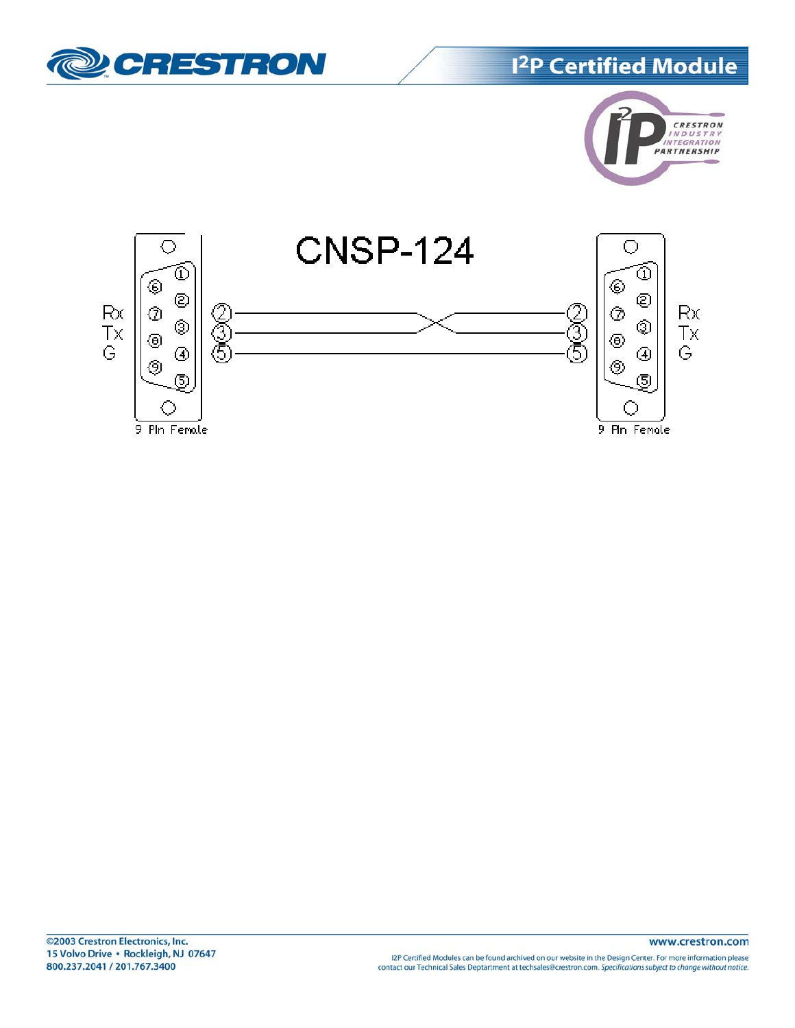# CNSP-124

| Left connector (9 Pin Female) | | Wire | Right connector (9 Pin Female) | |
|---|---|---|---|---|
| Rx | 2 | crossed | 2 | Rx |
| Tx | 3 | crossed | 3 | Tx |
| G | 5 | straight | 5 | G |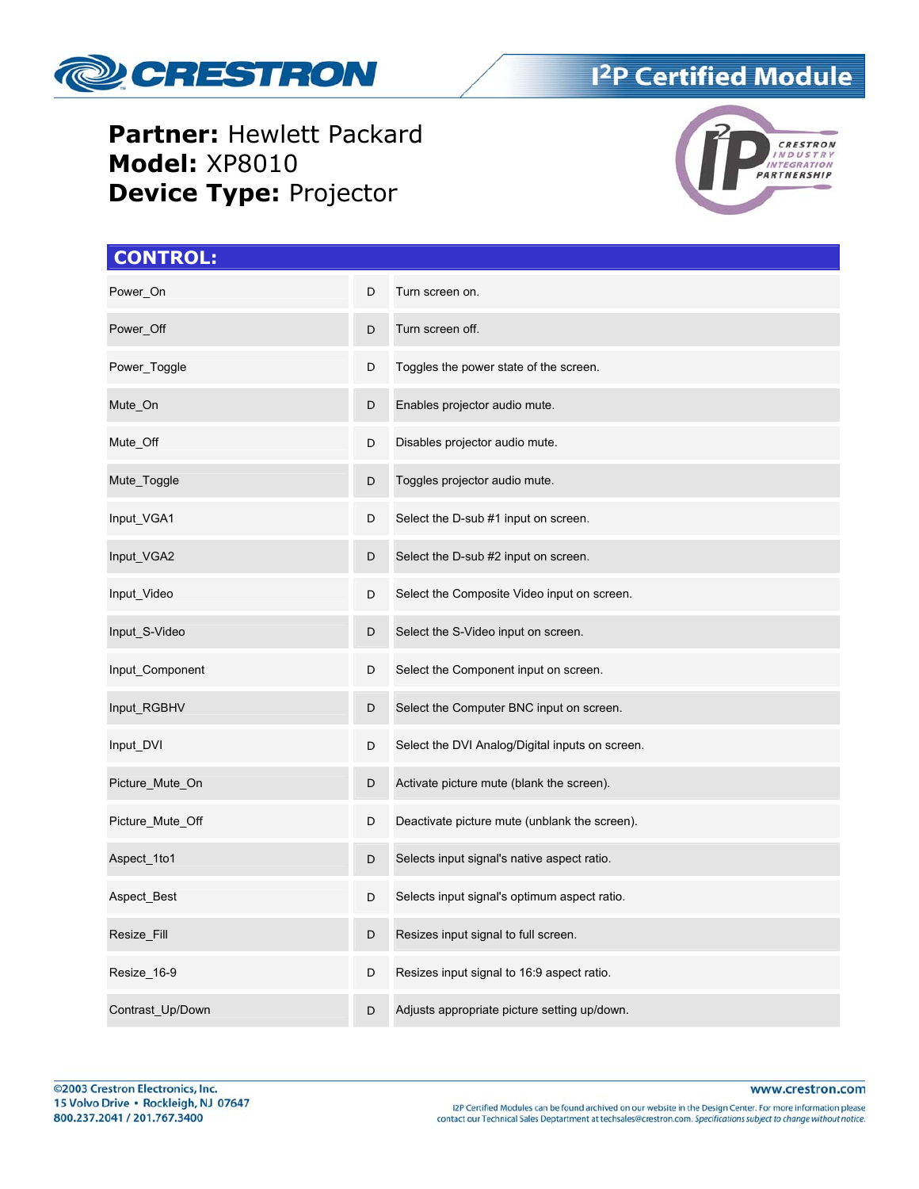**Partner:** Hewlett Packard
**Model:** XP8010
**Device Type:** Projector

## CONTROL:

| | | |
|---|---|---|
| Power_On | D | Turn screen on. |
| Power_Off | D | Turn screen off. |
| Power_Toggle | D | Toggles the power state of the screen. |
| Mute_On | D | Enables projector audio mute. |
| Mute_Off | D | Disables projector audio mute. |
| Mute_Toggle | D | Toggles projector audio mute. |
| Input_VGA1 | D | Select the D-sub #1 input on screen. |
| Input_VGA2 | D | Select the D-sub #2 input on screen. |
| Input_Video | D | Select the Composite Video input on screen. |
| Input_S-Video | D | Select the S-Video input on screen. |
| Input_Component | D | Select the Component input on screen. |
| Input_RGBHV | D | Select the Computer BNC input on screen. |
| Input_DVI | D | Select the DVI Analog/Digital inputs on screen. |
| Picture_Mute_On | D | Activate picture mute (blank the screen). |
| Picture_Mute_Off | D | Deactivate picture mute (unblank the screen). |
| Aspect_1to1 | D | Selects input signal's native aspect ratio. |
| Aspect_Best | D | Selects input signal's optimum aspect ratio. |
| Resize_Fill | D | Resizes input signal to full screen. |
| Resize_16-9 | D | Resizes input signal to 16:9 aspect ratio. |
| Contrast_Up/Down | D | Adjusts appropriate picture setting up/down. |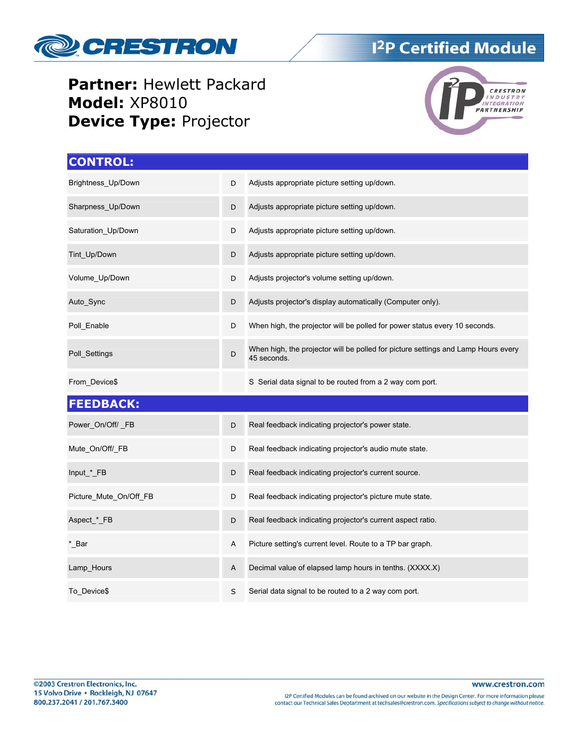**Partner:** Hewlett Packard
**Model:** XP8010
**Device Type:** Projector

## CONTROL:

| | | |
|---|---|---|
| Brightness_Up/Down | D | Adjusts appropriate picture setting up/down. |
| Sharpness_Up/Down | D | Adjusts appropriate picture setting up/down. |
| Saturation_Up/Down | D | Adjusts appropriate picture setting up/down. |
| Tint_Up/Down | D | Adjusts appropriate picture setting up/down. |
| Volume_Up/Down | D | Adjusts projector's volume setting up/down. |
| Auto_Sync | D | Adjusts projector's display automatically (Computer only). |
| Poll_Enable | D | When high, the projector will be polled for power status every 10 seconds. |
| Poll_Settings | D | When high, the projector will be polled for picture settings and Lamp Hours every 45 seconds. |
| From_Device$ | | S Serial data signal to be routed from a 2 way com port. |

## FEEDBACK:

| | | |
|---|---|---|
| Power_On/Off/ _FB | D | Real feedback indicating projector's power state. |
| Mute_On/Off/_FB | D | Real feedback indicating projector's audio mute state. |
| Input_*_FB | D | Real feedback indicating projector's current source. |
| Picture_Mute_On/Off_FB | D | Real feedback indicating projector's picture mute state. |
| Aspect_*_FB | D | Real feedback indicating projector's current aspect ratio. |
| *_Bar | A | Picture setting's current level. Route to a TP bar graph. |
| Lamp_Hours | A | Decimal value of elapsed lamp hours in tenths. (XXXX.X) |
| To_Device$ | S | Serial data signal to be routed to a 2 way com port. |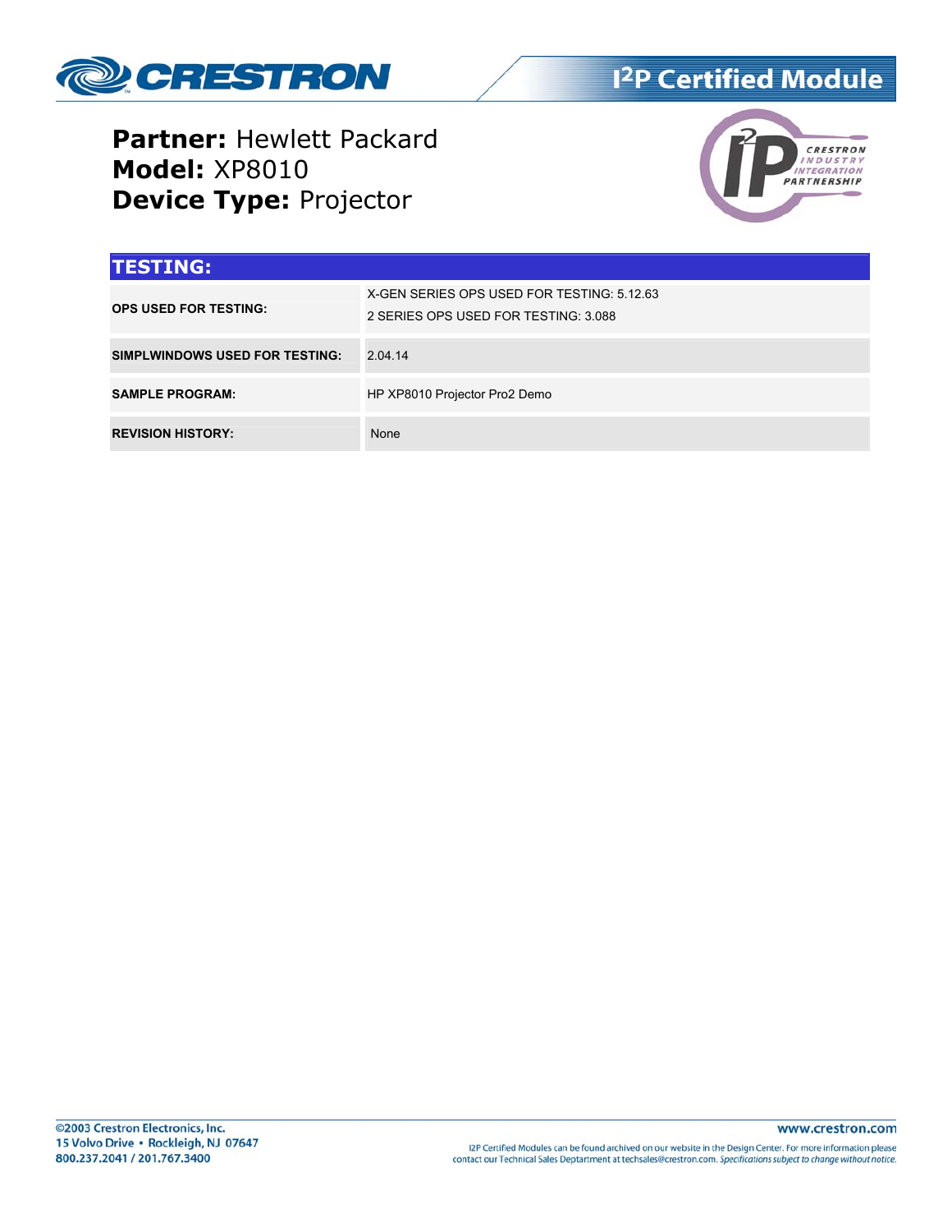**Partner:** Hewlett Packard
**Model:** XP8010
**Device Type:** Projector

## TESTING:

| | |
|---|---|
| **OPS USED FOR TESTING:** | X-GEN SERIES OPS USED FOR TESTING: 5.12.63<br>2 SERIES OPS USED FOR TESTING: 3.088 |
| **SIMPLWINDOWS USED FOR TESTING:** | 2.04.14 |
| **SAMPLE PROGRAM:** | HP XP8010 Projector Pro2 Demo |
| **REVISION HISTORY:** | None |